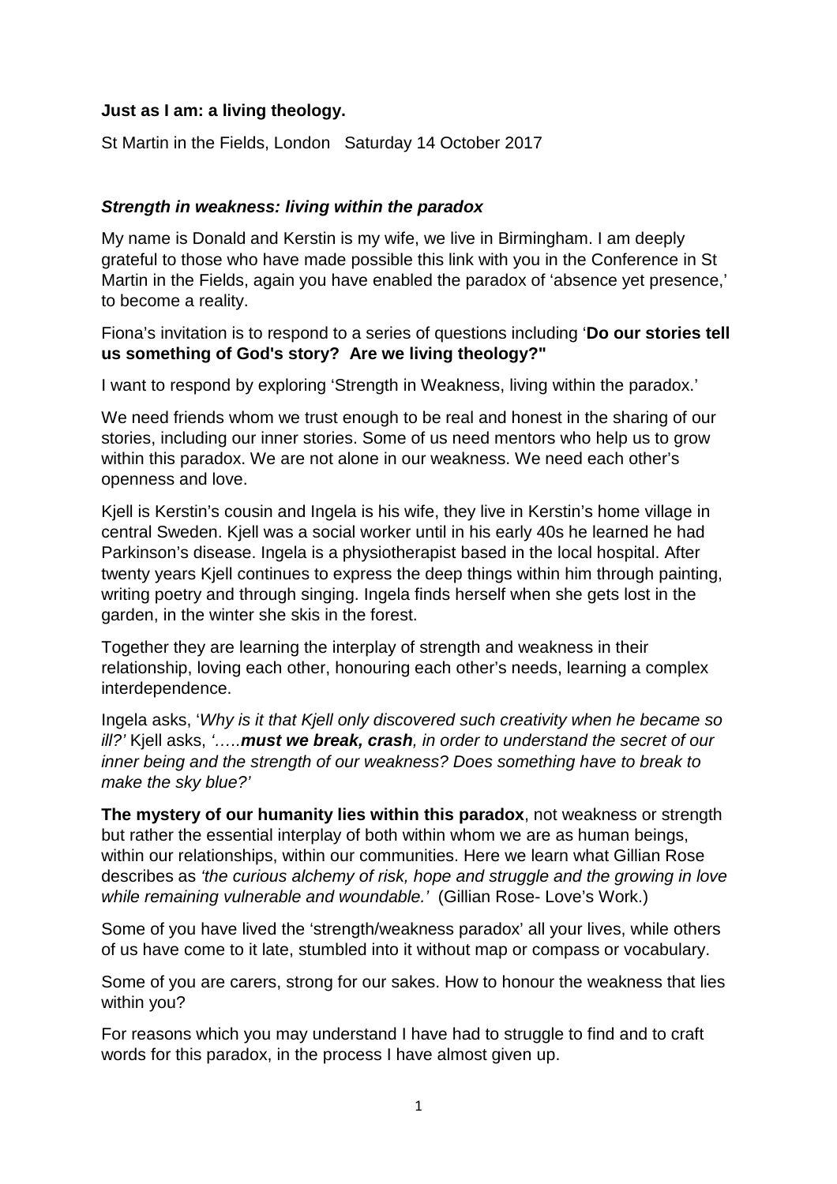**Just as I am: a living theology.**

St Martin in the Fields, London   Saturday 14 October 2017

***Strength in weakness: living within the paradox***

My name is Donald and Kerstin is my wife, we live in Birmingham. I am deeply grateful to those who have made possible this link with you in the Conference in St Martin in the Fields, again you have enabled the paradox of 'absence yet presence,' to become a reality.

Fiona's invitation is to respond to a series of questions including '**Do our stories tell us something of God's story?  Are we living theology?"**

I want to respond by exploring 'Strength in Weakness, living within the paradox.'

We need friends whom we trust enough to be real and honest in the sharing of our stories, including our inner stories. Some of us need mentors who help us to grow within this paradox. We are not alone in our weakness. We need each other's openness and love.

Kjell is Kerstin's cousin and Ingela is his wife, they live in Kerstin's home village in central Sweden. Kjell was a social worker until in his early 40s he learned he had Parkinson's disease. Ingela is a physiotherapist based in the local hospital. After twenty years Kjell continues to express the deep things within him through painting, writing poetry and through singing. Ingela finds herself when she gets lost in the garden, in the winter she skis in the forest.

Together they are learning the interplay of strength and weakness in their relationship, loving each other, honouring each other's needs, learning a complex interdependence.

Ingela asks, '*Why is it that Kjell only discovered such creativity when he became so ill?'* Kjell asks, *'…..**must we break, crash**, in order to understand the secret of our inner being and the strength of our weakness? Does something have to break to make the sky blue?'*

**The mystery of our humanity lies within this paradox**, not weakness or strength but rather the essential interplay of both within whom we are as human beings, within our relationships, within our communities. Here we learn what Gillian Rose describes as *'the curious alchemy of risk, hope and struggle and the growing in love while remaining vulnerable and woundable.'* (Gillian Rose- Love's Work.)

Some of you have lived the 'strength/weakness paradox' all your lives, while others of us have come to it late, stumbled into it without map or compass or vocabulary.

Some of you are carers, strong for our sakes. How to honour the weakness that lies within you?

For reasons which you may understand I have had to struggle to find and to craft words for this paradox, in the process I have almost given up.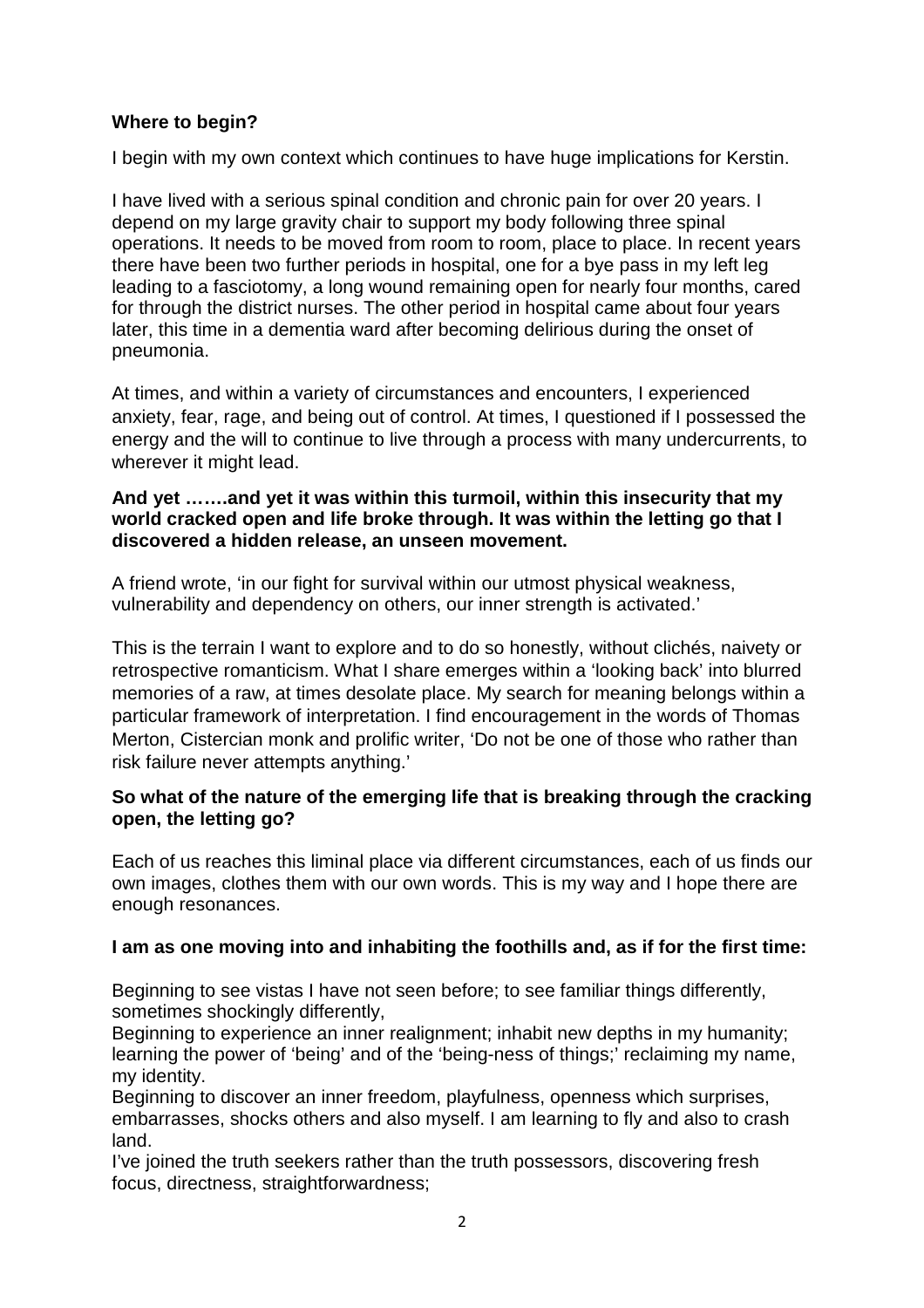**Where to begin?**

I begin with my own context which continues to have huge implications for Kerstin.

I have lived with a serious spinal condition and chronic pain for over 20 years. I depend on my large gravity chair to support my body following three spinal operations. It needs to be moved from room to room, place to place. In recent years there have been two further periods in hospital, one for a bye pass in my left leg leading to a fasciotomy, a long wound remaining open for nearly four months, cared for through the district nurses. The other period in hospital came about four years later, this time in a dementia ward after becoming delirious during the onset of pneumonia.

At times, and within a variety of circumstances and encounters, I experienced anxiety, fear, rage, and being out of control. At times, I questioned if I possessed the energy and the will to continue to live through a process with many undercurrents, to wherever it might lead.

**And yet …….and yet it was within this turmoil, within this insecurity that my world cracked open and life broke through. It was within the letting go that I discovered a hidden release, an unseen movement.**

A friend wrote, 'in our fight for survival within our utmost physical weakness, vulnerability and dependency on others, our inner strength is activated.'

This is the terrain I want to explore and to do so honestly, without clichés, naivety or retrospective romanticism. What I share emerges within a 'looking back' into blurred memories of a raw, at times desolate place. My search for meaning belongs within a particular framework of interpretation. I find encouragement in the words of Thomas Merton, Cistercian monk and prolific writer, 'Do not be one of those who rather than risk failure never attempts anything.'

**So what of the nature of the emerging life that is breaking through the cracking open, the letting go?**

Each of us reaches this liminal place via different circumstances, each of us finds our own images, clothes them with our own words. This is my way and I hope there are enough resonances.

**I am as one moving into and inhabiting the foothills and, as if for the first time:**

Beginning to see vistas I have not seen before; to see familiar things differently, sometimes shockingly differently,
Beginning to experience an inner realignment; inhabit new depths in my humanity; learning the power of 'being' and of the 'being-ness of things;' reclaiming my name, my identity.
Beginning to discover an inner freedom, playfulness, openness which surprises, embarrasses, shocks others and also myself. I am learning to fly and also to crash land.
I've joined the truth seekers rather than the truth possessors, discovering fresh focus, directness, straightforwardness;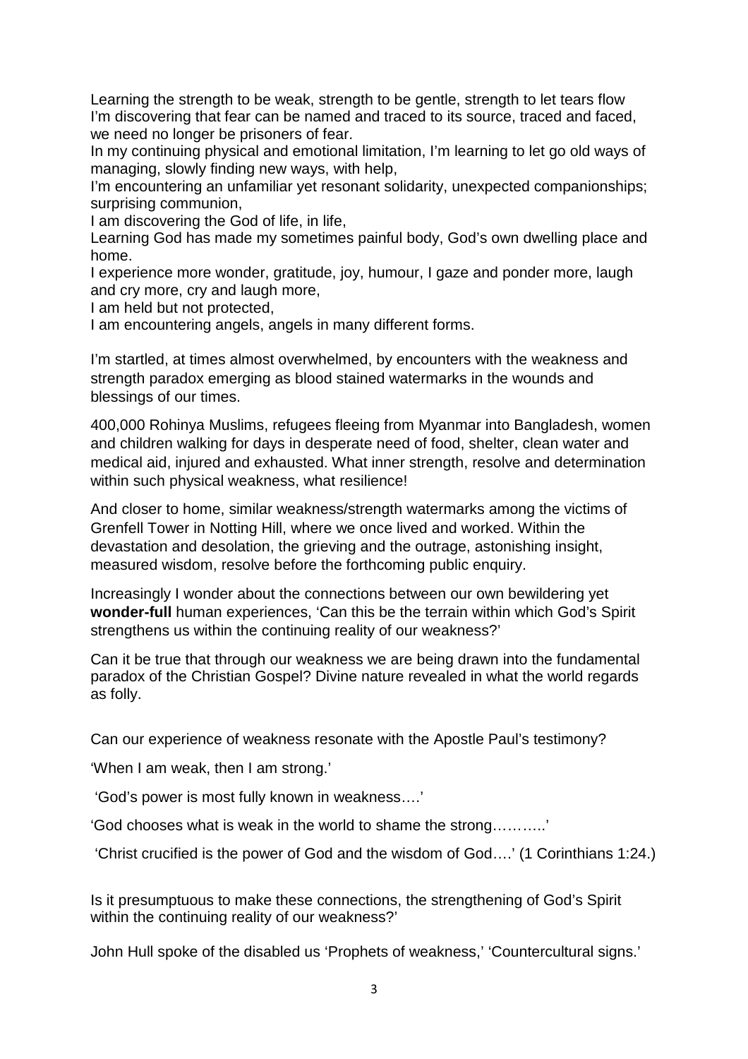Learning the strength to be weak, strength to be gentle, strength to let tears flow
I'm discovering that fear can be named and traced to its source, traced and faced, we need no longer be prisoners of fear.
In my continuing physical and emotional limitation, I'm learning to let go old ways of managing, slowly finding new ways, with help,
I'm encountering an unfamiliar yet resonant solidarity, unexpected companionships; surprising communion,
I am discovering the God of life, in life,
Learning God has made my sometimes painful body, God's own dwelling place and home.
I experience more wonder, gratitude, joy, humour, I gaze and ponder more, laugh and cry more, cry and laugh more,
I am held but not protected,
I am encountering angels, angels in many different forms.

I'm startled, at times almost overwhelmed, by encounters with the weakness and strength paradox emerging as blood stained watermarks in the wounds and blessings of our times.

400,000 Rohinya Muslims, refugees fleeing from Myanmar into Bangladesh, women and children walking for days in desperate need of food, shelter, clean water and medical aid, injured and exhausted. What inner strength, resolve and determination within such physical weakness, what resilience!

And closer to home, similar weakness/strength watermarks among the victims of Grenfell Tower in Notting Hill, where we once lived and worked. Within the devastation and desolation, the grieving and the outrage, astonishing insight, measured wisdom, resolve before the forthcoming public enquiry.

Increasingly I wonder about the connections between our own bewildering yet **wonder-full** human experiences, 'Can this be the terrain within which God's Spirit strengthens us within the continuing reality of our weakness?'

Can it be true that through our weakness we are being drawn into the fundamental paradox of the Christian Gospel? Divine nature revealed in what the world regards as folly.

Can our experience of weakness resonate with the Apostle Paul's testimony?

'When I am weak, then I am strong.'

'God's power is most fully known in weakness….'

'God chooses what is weak in the world to shame the strong………..'

'Christ crucified is the power of God and the wisdom of God….' (1 Corinthians 1:24.)

Is it presumptuous to make these connections, the strengthening of God's Spirit within the continuing reality of our weakness?'

John Hull spoke of the disabled us 'Prophets of weakness,' 'Countercultural signs.'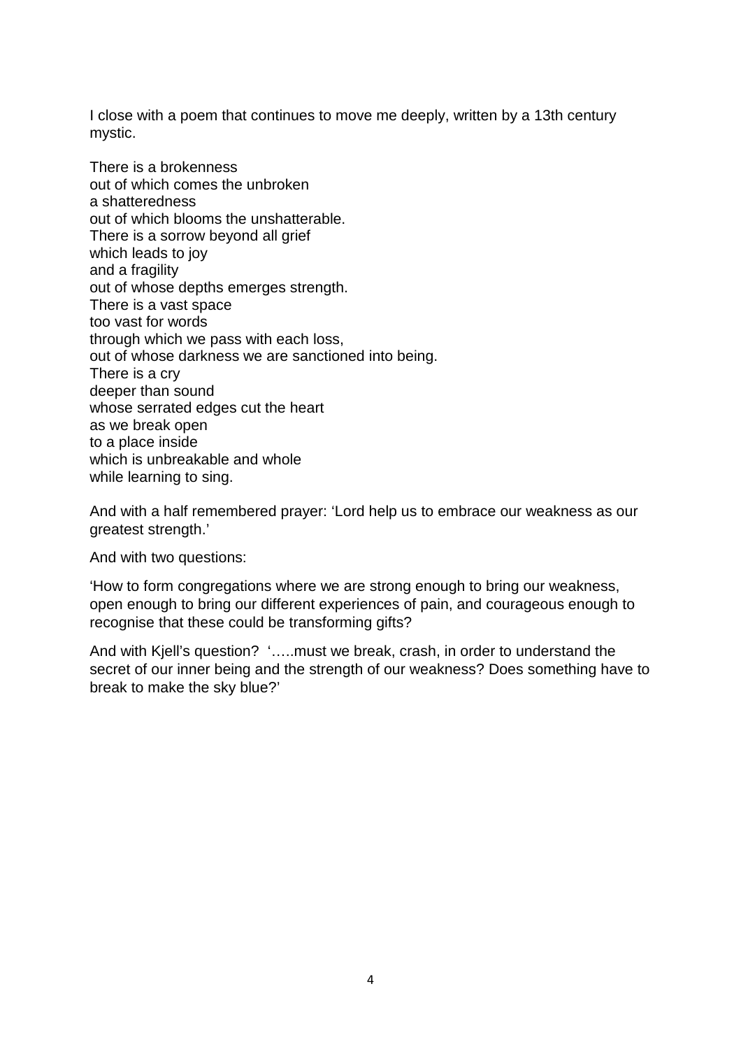I close with a poem that continues to move me deeply, written by a 13th century mystic.

There is a brokenness  
out of which comes the unbroken  
a shatteredness  
out of which blooms the unshatterable.  
There is a sorrow beyond all grief  
which leads to joy  
and a fragility  
out of whose depths emerges strength.  
There is a vast space  
too vast for words  
through which we pass with each loss,  
out of whose darkness we are sanctioned into being.  
There is a cry  
deeper than sound  
whose serrated edges cut the heart  
as we break open  
to a place inside  
which is unbreakable and whole  
while learning to sing.

And with a half remembered prayer: 'Lord help us to embrace our weakness as our greatest strength.'

And with two questions:

'How to form congregations where we are strong enough to bring our weakness, open enough to bring our different experiences of pain, and courageous enough to recognise that these could be transforming gifts?

And with Kjell's question? '…..must we break, crash, in order to understand the secret of our inner being and the strength of our weakness? Does something have to break to make the sky blue?'